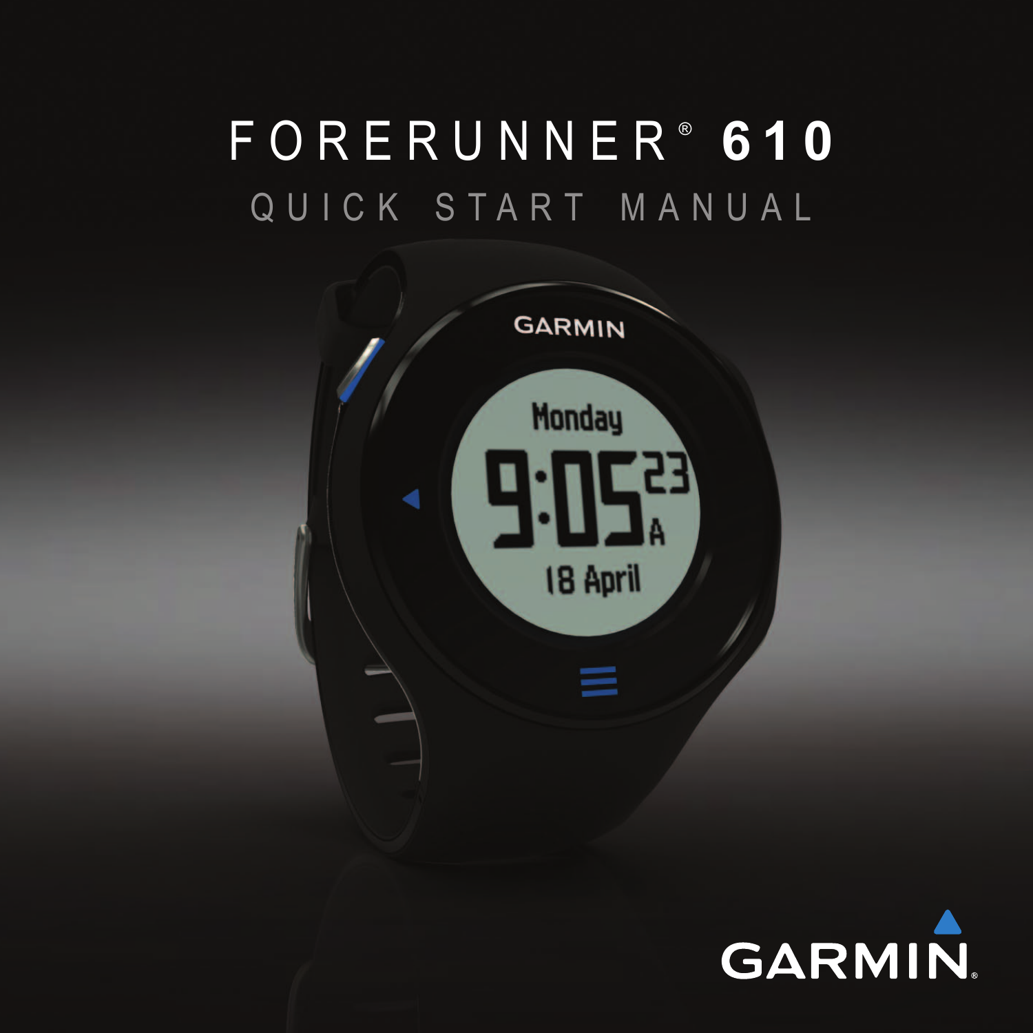# FORERUNNER® 610

## QUICK START MANUAL

GARMIN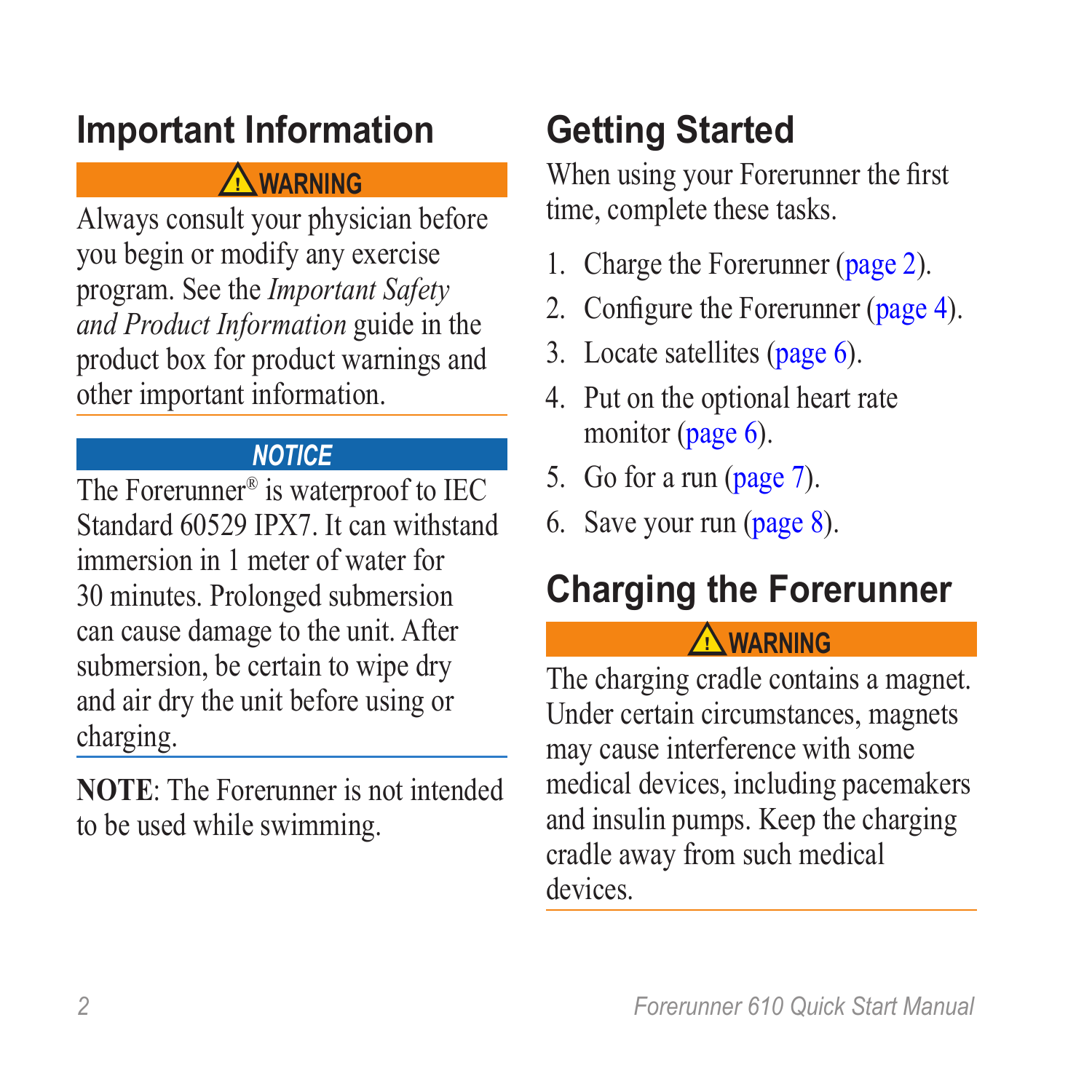## Important Information

**⚠ WARNING**

Always consult your physician before you begin or modify any exercise program. See the *Important Safety and Product Information* guide in the product box for product warnings and other important information.

***NOTICE***

The Forerunner® is waterproof to IEC Standard 60529 IPX7. It can withstand immersion in 1 meter of water for 30 minutes. Prolonged submersion can cause damage to the unit. After submersion, be certain to wipe dry and air dry the unit before using or charging.

**NOTE**: The Forerunner is not intended to be used while swimming.

## Getting Started

When using your Forerunner the first time, complete these tasks.

1. Charge the Forerunner (page 2).
2. Configure the Forerunner (page 4).
3. Locate satellites (page 6).
4. Put on the optional heart rate monitor (page 6).
5. Go for a run (page 7).
6. Save your run (page 8).

## Charging the Forerunner

**⚠ WARNING**

The charging cradle contains a magnet. Under certain circumstances, magnets may cause interference with some medical devices, including pacemakers and insulin pumps. Keep the charging cradle away from such medical devices.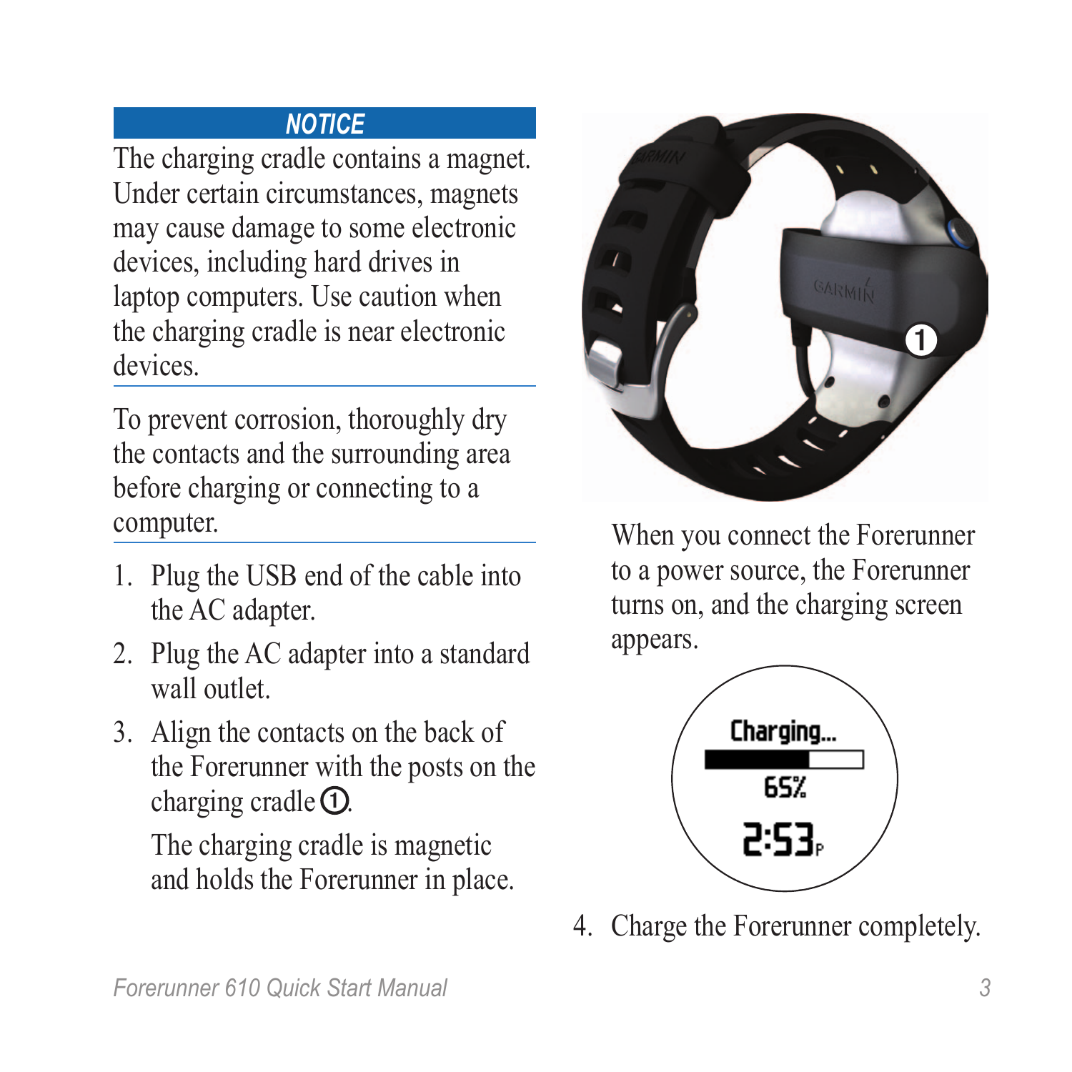**NOTICE**

The charging cradle contains a magnet. Under certain circumstances, magnets may cause damage to some electronic devices, including hard drives in laptop computers. Use caution when the charging cradle is near electronic devices.

To prevent corrosion, thoroughly dry the contacts and the surrounding area before charging or connecting to a computer.

1. Plug the USB end of the cable into the AC adapter.
2. Plug the AC adapter into a standard wall outlet.
3. Align the contacts on the back of the Forerunner with the posts on the charging cradle ①.

   The charging cradle is magnetic and holds the Forerunner in place.

When you connect the Forerunner to a power source, the Forerunner turns on, and the charging screen appears.

4. Charge the Forerunner completely.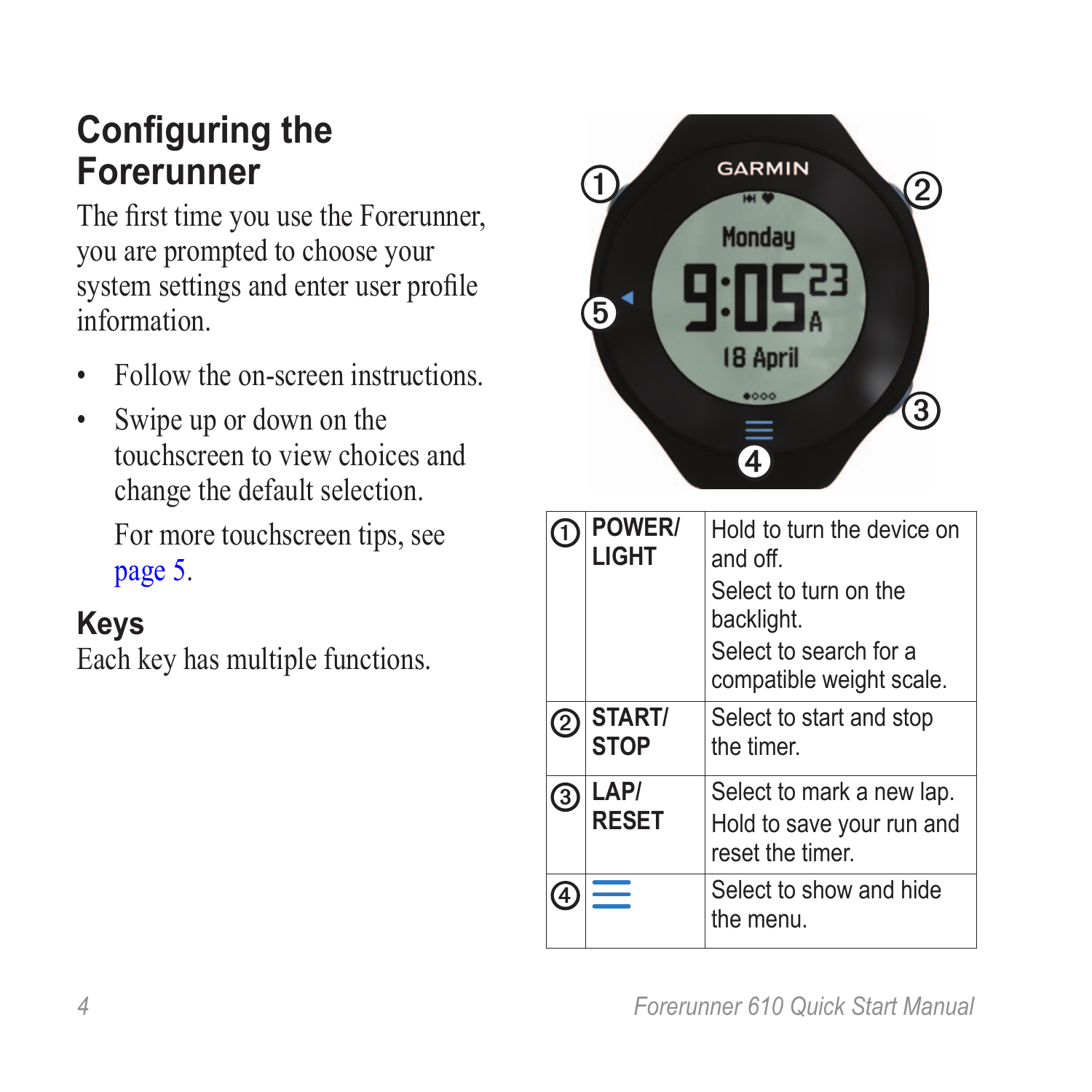## Configuring the Forerunner

The first time you use the Forerunner, you are prompted to choose your system settings and enter user profile information.

- Follow the on-screen instructions.
- Swipe up or down on the touchscreen to view choices and change the default selection.

  For more touchscreen tips, see page 5.

### Keys

Each key has multiple functions.

| | | |
|---|---|---|
| ① | **POWER/ LIGHT** | Hold to turn the device on and off.<br>Select to turn on the backlight.<br>Select to search for a compatible weight scale. |
| ② | **START/ STOP** | Select to start and stop the timer. |
| ③ | **LAP/ RESET** | Select to mark a new lap.<br>Hold to save your run and reset the timer. |
| ④ | ☰ | Select to show and hide the menu. |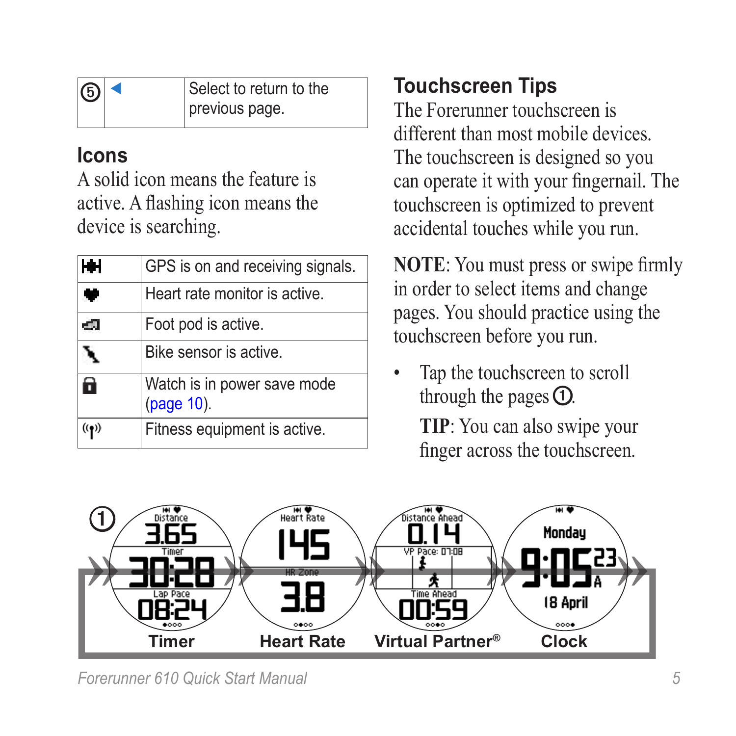| ⑤ | ◄ | Select to return to the previous page. |
|---|---|---|

## Icons

A solid icon means the feature is active. A flashing icon means the device is searching.

| Icon | Description |
|---|---|
| | GPS is on and receiving signals. |
| | Heart rate monitor is active. |
| | Foot pod is active. |
| | Bike sensor is active. |
| | Watch is in power save mode (page 10). |
| | Fitness equipment is active. |

## Touchscreen Tips

The Forerunner touchscreen is different than most mobile devices. The touchscreen is designed so you can operate it with your fingernail. The touchscreen is optimized to prevent accidental touches while you run.

**NOTE**: You must press or swipe firmly in order to select items and change pages. You should practice using the touchscreen before you run.

- Tap the touchscreen to scroll through the pages ①.

  **TIP**: You can also swipe your finger across the touchscreen.

①

Distance 3.65 | Timer 30:28 | Lap Pace 08:24

Heart Rate 145 | HR Zone 3.8

Distance Ahead 0.14 | VP Pace: 07:08 | Time Ahead 00:59

Monday 9:05 23 A | 18 April

Timer | Heart Rate | Virtual Partner® | Clock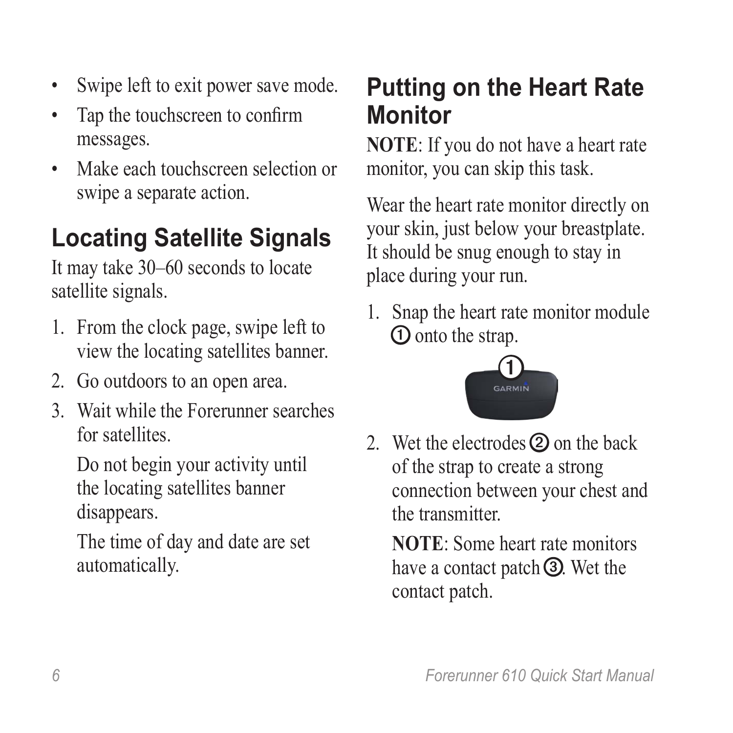- Swipe left to exit power save mode.
- Tap the touchscreen to confirm messages.
- Make each touchscreen selection or swipe a separate action.

## Locating Satellite Signals

It may take 30–60 seconds to locate satellite signals.

1. From the clock page, swipe left to view the locating satellites banner.
2. Go outdoors to an open area.
3. Wait while the Forerunner searches for satellites.

   Do not begin your activity until the locating satellites banner disappears.

   The time of day and date are set automatically.

## Putting on the Heart Rate Monitor

**NOTE**: If you do not have a heart rate monitor, you can skip this task.

Wear the heart rate monitor directly on your skin, just below your breastplate. It should be snug enough to stay in place during your run.

1. Snap the heart rate monitor module ① onto the strap.
2. Wet the electrodes ② on the back of the strap to create a strong connection between your chest and the transmitter.

   **NOTE**: Some heart rate monitors have a contact patch ③. Wet the contact patch.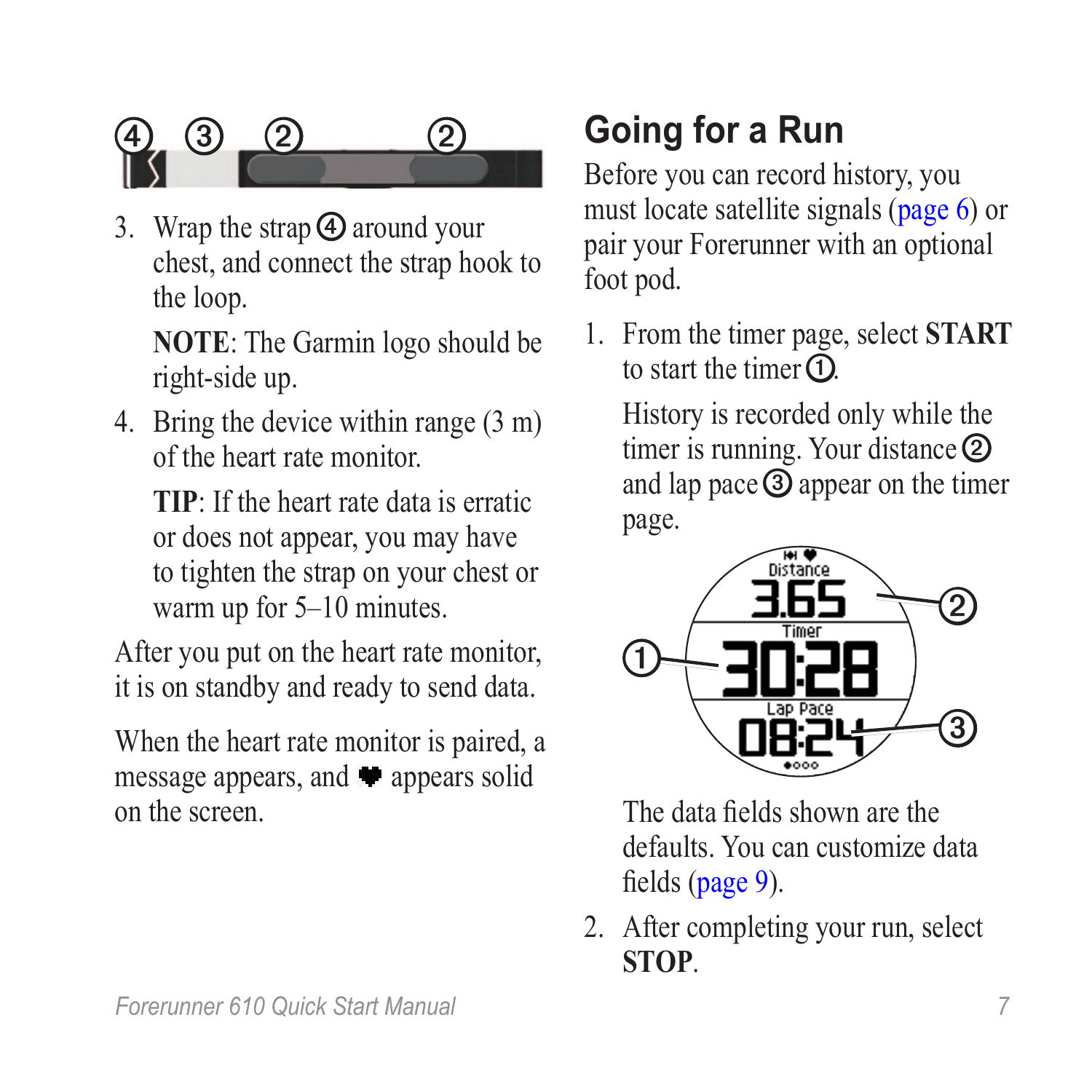3. Wrap the strap ④ around your chest, and connect the strap hook to the loop.

   **NOTE**: The Garmin logo should be right-side up.

4. Bring the device within range (3 m) of the heart rate monitor.

   **TIP**: If the heart rate data is erratic or does not appear, you may have to tighten the strap on your chest or warm up for 5–10 minutes.

After you put on the heart rate monitor, it is on standby and ready to send data.

When the heart rate monitor is paired, a message appears, and ♥ appears solid on the screen.

## Going for a Run

Before you can record history, you must locate satellite signals (page 6) or pair your Forerunner with an optional foot pod.

1. From the timer page, select **START** to start the timer ①.

   History is recorded only while the timer is running. Your distance ② and lap pace ③ appear on the timer page.

   The data fields shown are the defaults. You can customize data fields (page 9).

2. After completing your run, select **STOP**.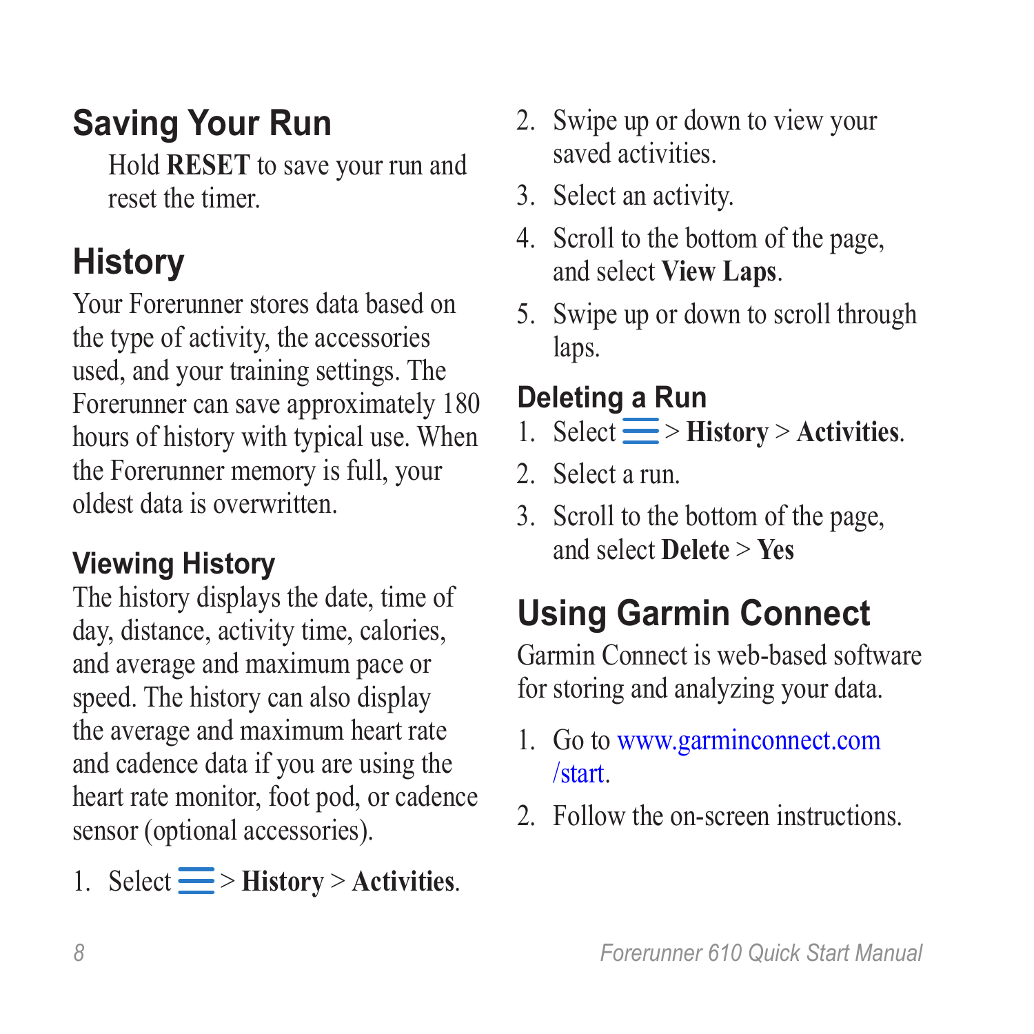## Saving Your Run

Hold **RESET** to save your run and reset the timer.

## History

Your Forerunner stores data based on the type of activity, the accessories used, and your training settings. The Forerunner can save approximately 180 hours of history with typical use. When the Forerunner memory is full, your oldest data is overwritten.

### Viewing History

The history displays the date, time of day, distance, activity time, calories, and average and maximum pace or speed. The history can also display the average and maximum heart rate and cadence data if you are using the heart rate monitor, foot pod, or cadence sensor (optional accessories).

1. Select ☰ > **History** > **Activities**.
2. Swipe up or down to view your saved activities.
3. Select an activity.
4. Scroll to the bottom of the page, and select **View Laps**.
5. Swipe up or down to scroll through laps.

### Deleting a Run

1. Select ☰ > **History** > **Activities**.
2. Select a run.
3. Scroll to the bottom of the page, and select **Delete** > **Yes**

## Using Garmin Connect

Garmin Connect is web-based software for storing and analyzing your data.

1. Go to www.garminconnect.com/start.
2. Follow the on-screen instructions.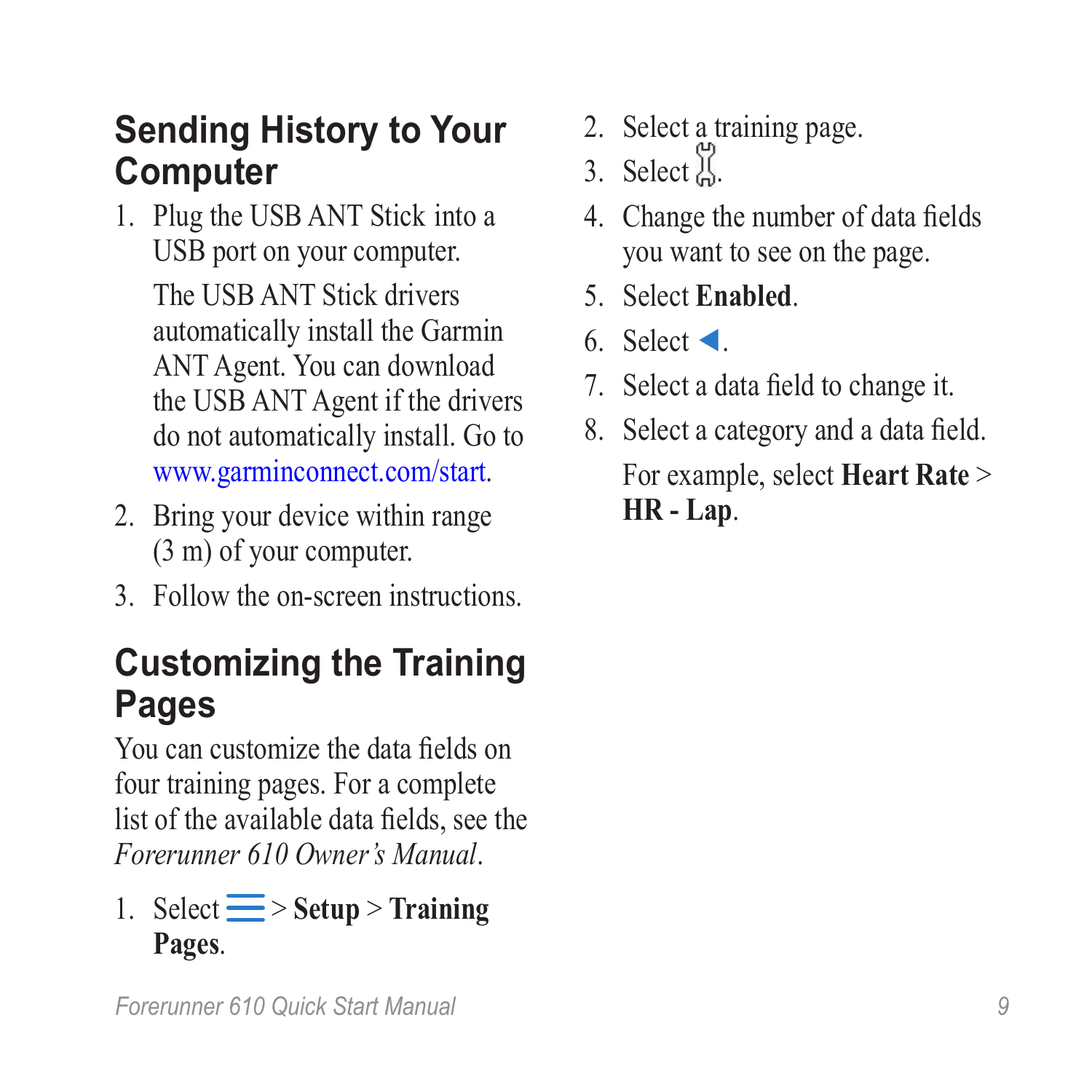## Sending History to Your Computer

1. Plug the USB ANT Stick into a USB port on your computer.

   The USB ANT Stick drivers automatically install the Garmin ANT Agent. You can download the USB ANT Agent if the drivers do not automatically install. Go to www.garminconnect.com/start.
2. Bring your device within range (3 m) of your computer.
3. Follow the on-screen instructions.

## Customizing the Training Pages

You can customize the data fields on four training pages. For a complete list of the available data fields, see the *Forerunner 610 Owner's Manual*.

1. Select ☰ > **Setup** > **Training Pages**.
2. Select a training page.
3. Select 🔧.
4. Change the number of data fields you want to see on the page.
5. Select **Enabled**.
6. Select ◀.
7. Select a data field to change it.
8. Select a category and a data field.

   For example, select **Heart Rate** > **HR - Lap**.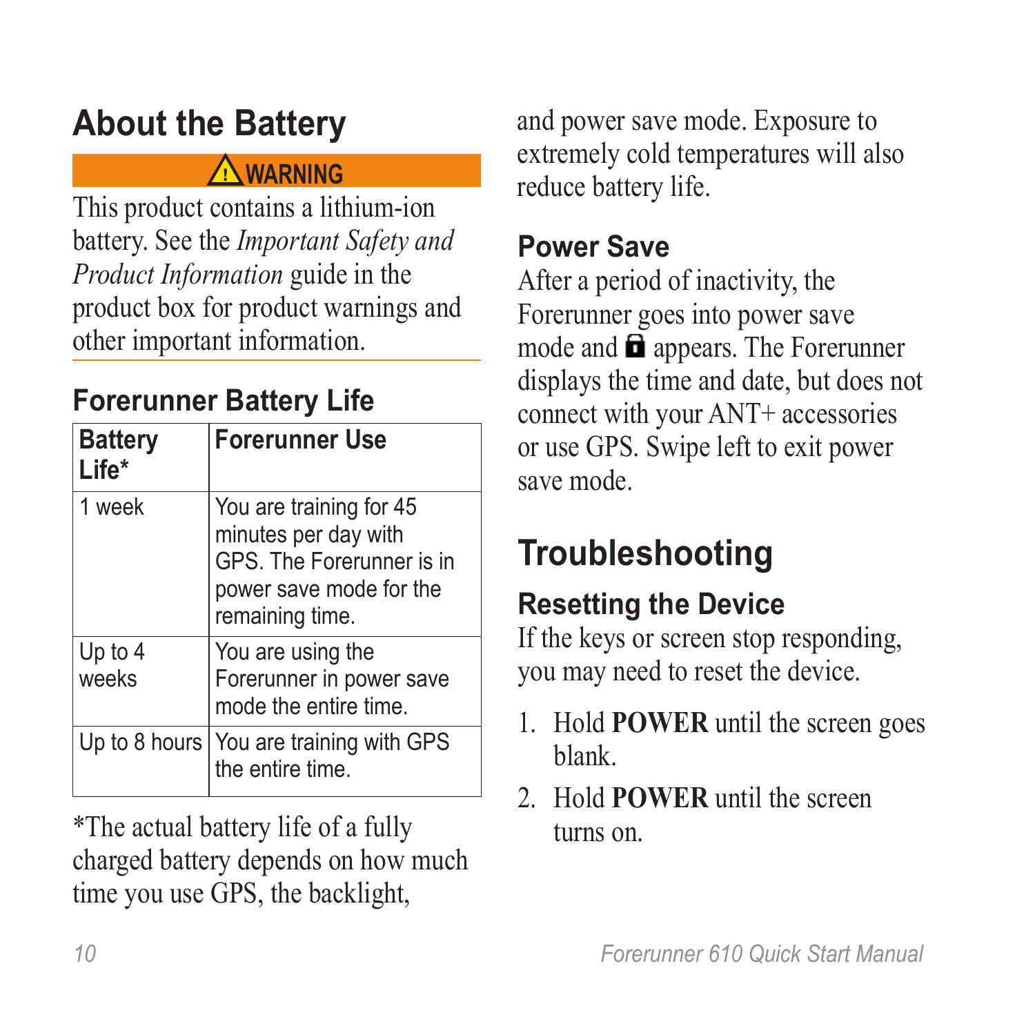## About the Battery

**⚠ WARNING**

This product contains a lithium-ion battery. See the *Important Safety and Product Information* guide in the product box for product warnings and other important information.

### Forerunner Battery Life

| Battery Life* | Forerunner Use |
|---|---|
| 1 week | You are training for 45 minutes per day with GPS. The Forerunner is in power save mode for the remaining time. |
| Up to 4 weeks | You are using the Forerunner in power save mode the entire time. |
| Up to 8 hours | You are training with GPS the entire time. |

*The actual battery life of a fully charged battery depends on how much time you use GPS, the backlight, and power save mode. Exposure to extremely cold temperatures will also reduce battery life.

### Power Save

After a period of inactivity, the Forerunner goes into power save mode and 🔒 appears. The Forerunner displays the time and date, but does not connect with your ANT+ accessories or use GPS. Swipe left to exit power save mode.

## Troubleshooting

### Resetting the Device

If the keys or screen stop responding, you may need to reset the device.

1. Hold **POWER** until the screen goes blank.
2. Hold **POWER** until the screen turns on.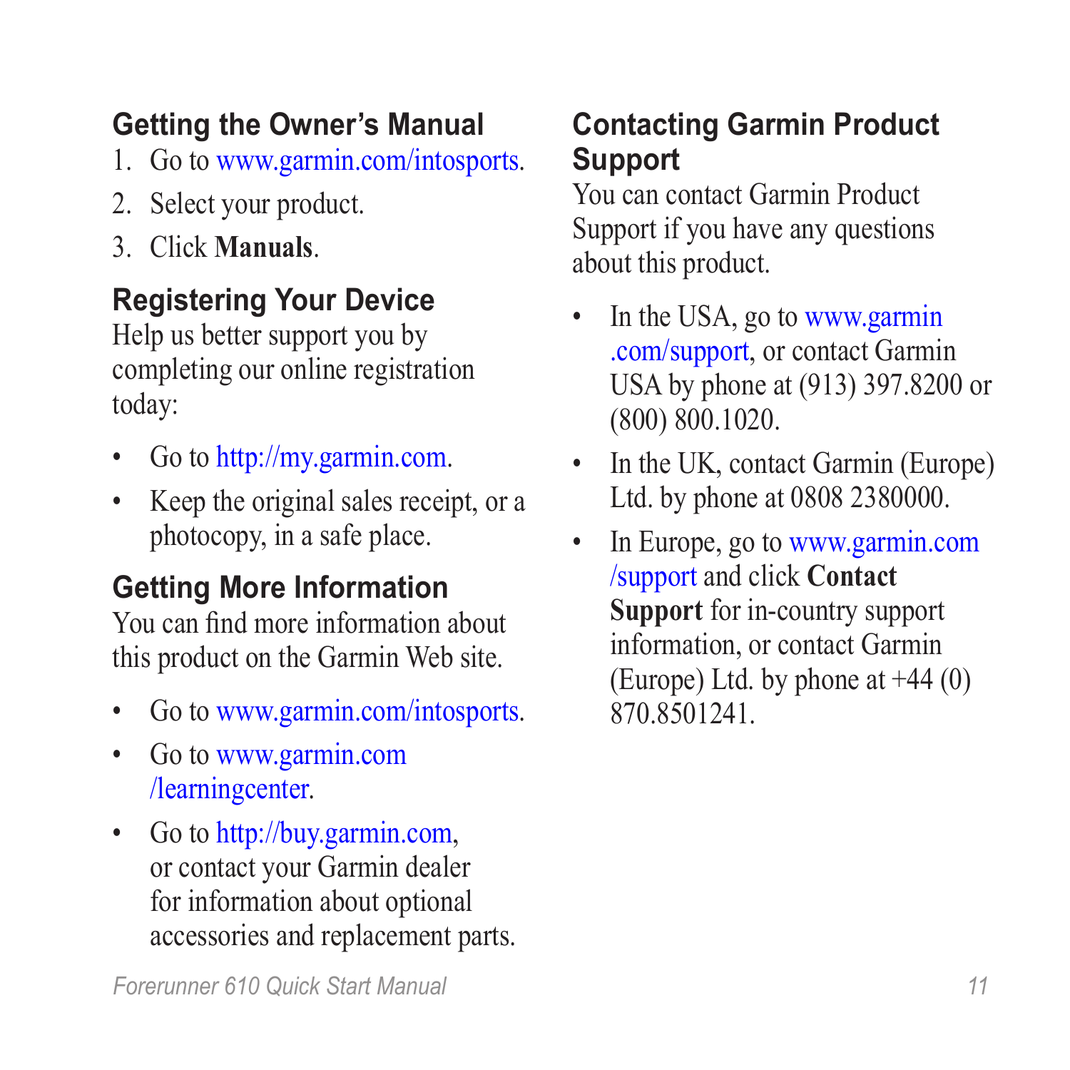## Getting the Owner's Manual

1. Go to www.garmin.com/intosports.
2. Select your product.
3. Click **Manuals**.

## Registering Your Device

Help us better support you by completing our online registration today:

- Go to http://my.garmin.com.
- Keep the original sales receipt, or a photocopy, in a safe place.

## Getting More Information

You can find more information about this product on the Garmin Web site.

- Go to www.garmin.com/intosports.
- Go to www.garmin.com/learningcenter.
- Go to http://buy.garmin.com, or contact your Garmin dealer for information about optional accessories and replacement parts.

## Contacting Garmin Product Support

You can contact Garmin Product Support if you have any questions about this product.

- In the USA, go to www.garmin.com/support, or contact Garmin USA by phone at (913) 397.8200 or (800) 800.1020.
- In the UK, contact Garmin (Europe) Ltd. by phone at 0808 2380000.
- In Europe, go to www.garmin.com/support and click **Contact Support** for in-country support information, or contact Garmin (Europe) Ltd. by phone at +44 (0) 870.8501241.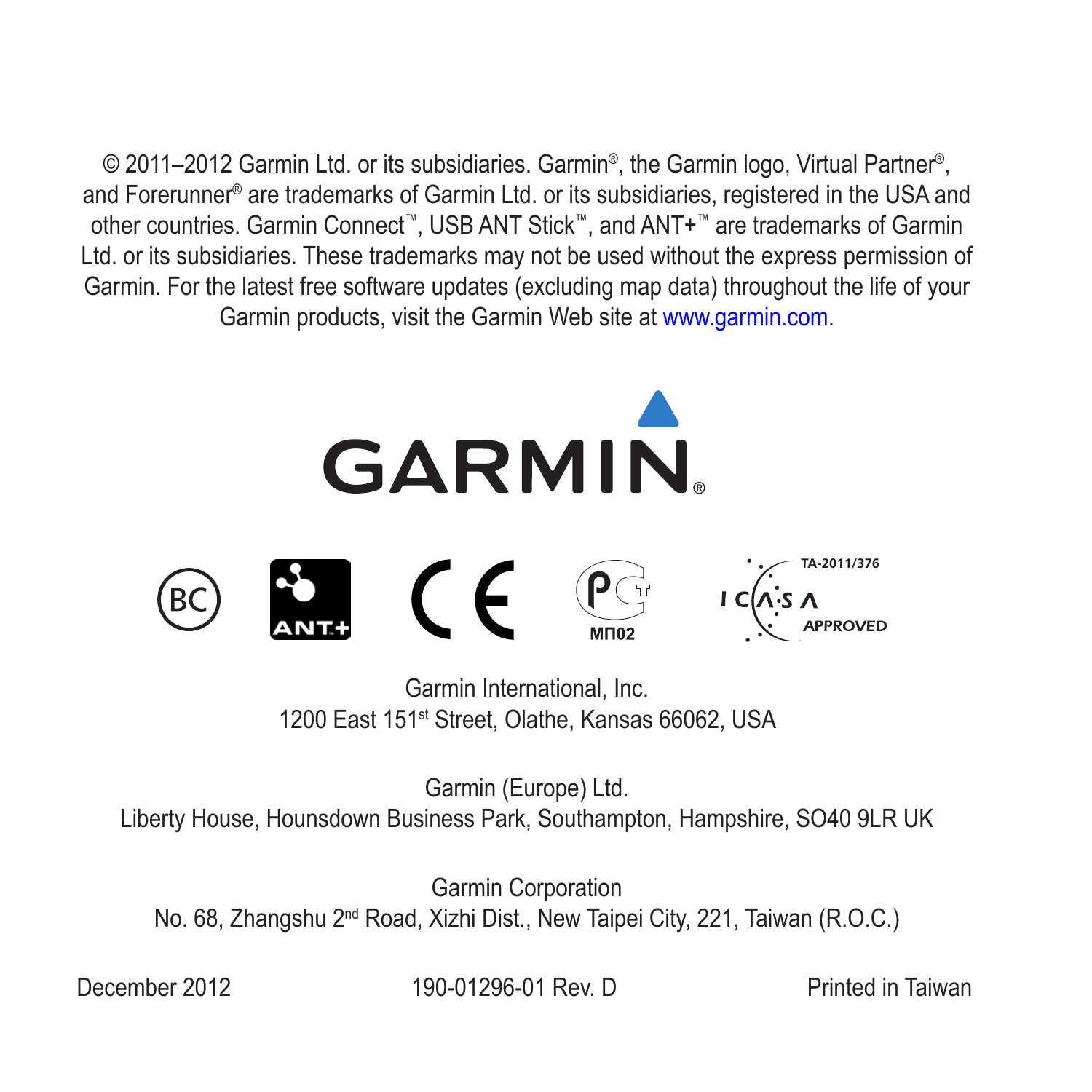© 2011–2012 Garmin Ltd. or its subsidiaries. Garmin®, the Garmin logo, Virtual Partner®, and Forerunner® are trademarks of Garmin Ltd. or its subsidiaries, registered in the USA and other countries. Garmin Connect™, USB ANT Stick™, and ANT+™ are trademarks of Garmin Ltd. or its subsidiaries. These trademarks may not be used without the express permission of Garmin. For the latest free software updates (excluding map data) throughout the life of your Garmin products, visit the Garmin Web site at www.garmin.com.

GARMIN®

BC ANT+ CE МП02 TA-2011/376 ICASA APPROVED

Garmin International, Inc.
1200 East 151st Street, Olathe, Kansas 66062, USA

Garmin (Europe) Ltd.
Liberty House, Hounsdown Business Park, Southampton, Hampshire, SO40 9LR UK

Garmin Corporation
No. 68, Zhangshu 2nd Road, Xizhi Dist., New Taipei City, 221, Taiwan (R.O.C.)

December 2012 190-01296-01 Rev. D Printed in Taiwan